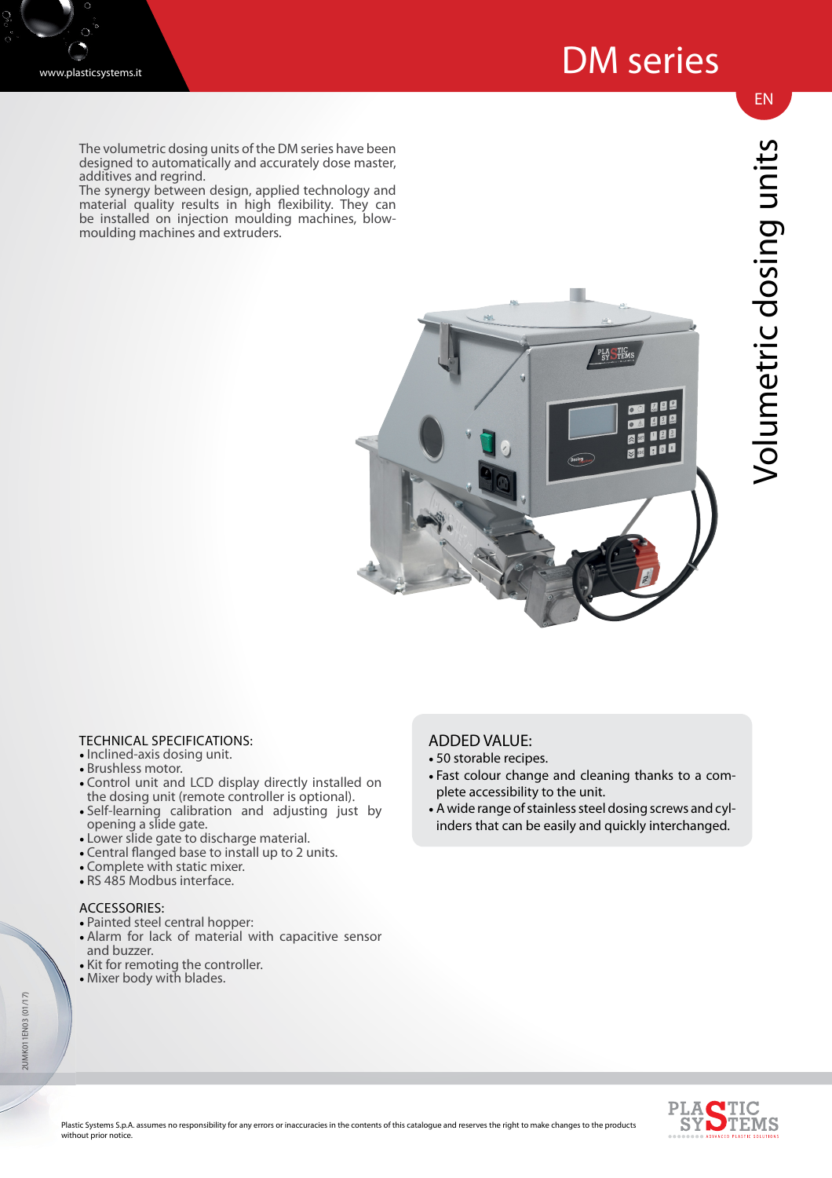# DM series

## Volumetric dosing units

The volumetric dosing units of the DM series have been designed to automatically and accurately dose master, additives and regrind.
The synergy between design, applied technology and material quality results in high flexibility. They can be installed on injection moulding machines, blow-moulding machines and extruders.

### TECHNICAL SPECIFICATIONS:

- Inclined-axis dosing unit.
- Brushless motor.
- Control unit and LCD display directly installed on the dosing unit (remote controller is optional).
- Self-learning calibration and adjusting just by opening a slide gate.
- Lower slide gate to discharge material.
- Central flanged base to install up to 2 units.
- Complete with static mixer.
- RS 485 Modbus interface.

### ACCESSORIES:

- Painted steel central hopper:
- Alarm for lack of material with capacitive sensor and buzzer.
- Kit for remoting the controller.
- Mixer body with blades.

### ADDED VALUE:

- 50 storable recipes.
- Fast colour change and cleaning thanks to a complete accessibility to the unit.
- A wide range of stainless steel dosing screws and cylinders that can be easily and quickly interchanged.

Plastic Systems S.p.A. assumes no responsibility for any errors or inaccuracies in the contents of this catalogue and reserves the right to make changes to the products without prior notice.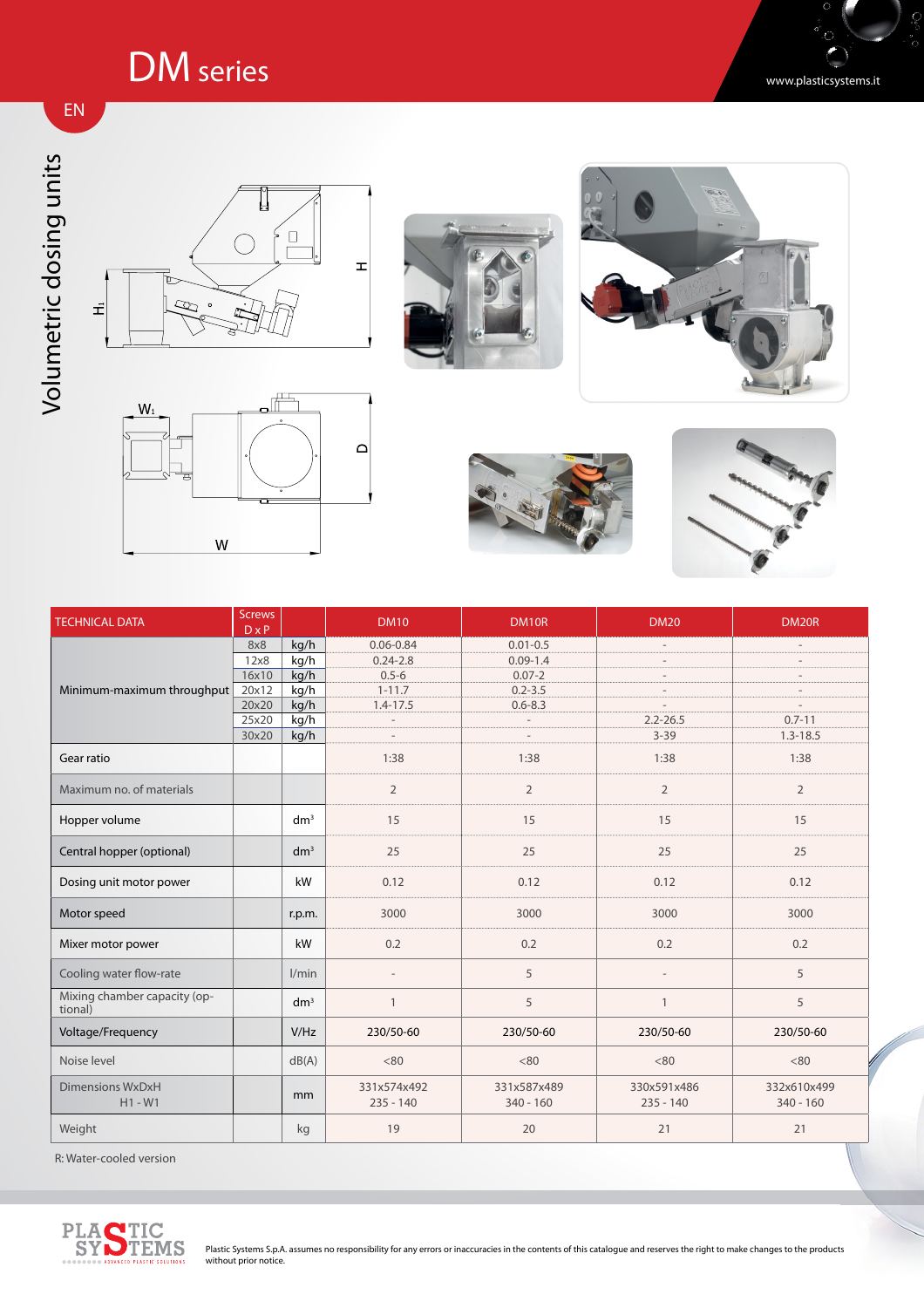# DM series

EN

## Volumetric dosing units

H
H1
W1
D
W

| TECHNICAL DATA | Screws D x P | | DM10 | DM10R | DM20 | DM20R |
|---|---|---|---|---|---|---|
| Minimum-maximum throughput | 8x8 | kg/h | 0.06-0.84 | 0.01-0.5 | - | - |
| | 12x8 | kg/h | 0.24-2.8 | 0.09-1.4 | - | - |
| | 16x10 | kg/h | 0.5-6 | 0.07-2 | - | - |
| | 20x12 | kg/h | 1-11.7 | 0.2-3.5 | - | - |
| | 20x20 | kg/h | 1.4-17.5 | 0.6-8.3 | - | - |
| | 25x20 | kg/h | - | - | 2.2-26.5 | 0.7-11 |
| | 30x20 | kg/h | - | - | 3-39 | 1.3-18.5 |
| Gear ratio | | | 1:38 | 1:38 | 1:38 | 1:38 |
| Maximum no. of materials | | | 2 | 2 | 2 | 2 |
| Hopper volume | | dm³ | 15 | 15 | 15 | 15 |
| Central hopper (optional) | | dm³ | 25 | 25 | 25 | 25 |
| Dosing unit motor power | | kW | 0.12 | 0.12 | 0.12 | 0.12 |
| Motor speed | | r.p.m. | 3000 | 3000 | 3000 | 3000 |
| Mixer motor power | | kW | 0.2 | 0.2 | 0.2 | 0.2 |
| Cooling water flow-rate | | l/min | - | 5 | - | 5 |
| Mixing chamber capacity (optional) | | dm³ | 1 | 5 | 1 | 5 |
| Voltage/Frequency | | V/Hz | 230/50-60 | 230/50-60 | 230/50-60 | 230/50-60 |
| Noise level | | dB(A) | <80 | <80 | <80 | <80 |
| Dimensions WxDxH H1 - W1 | | mm | 331x574x492 235 - 140 | 331x587x489 340 - 160 | 330x591x486 235 - 140 | 332x610x499 340 - 160 |
| Weight | | kg | 19 | 20 | 21 | 21 |

R: Water-cooled version

Plastic Systems S.p.A. assumes no responsibility for any errors or inaccuracies in the contents of this catalogue and reserves the right to make changes to the products without prior notice.